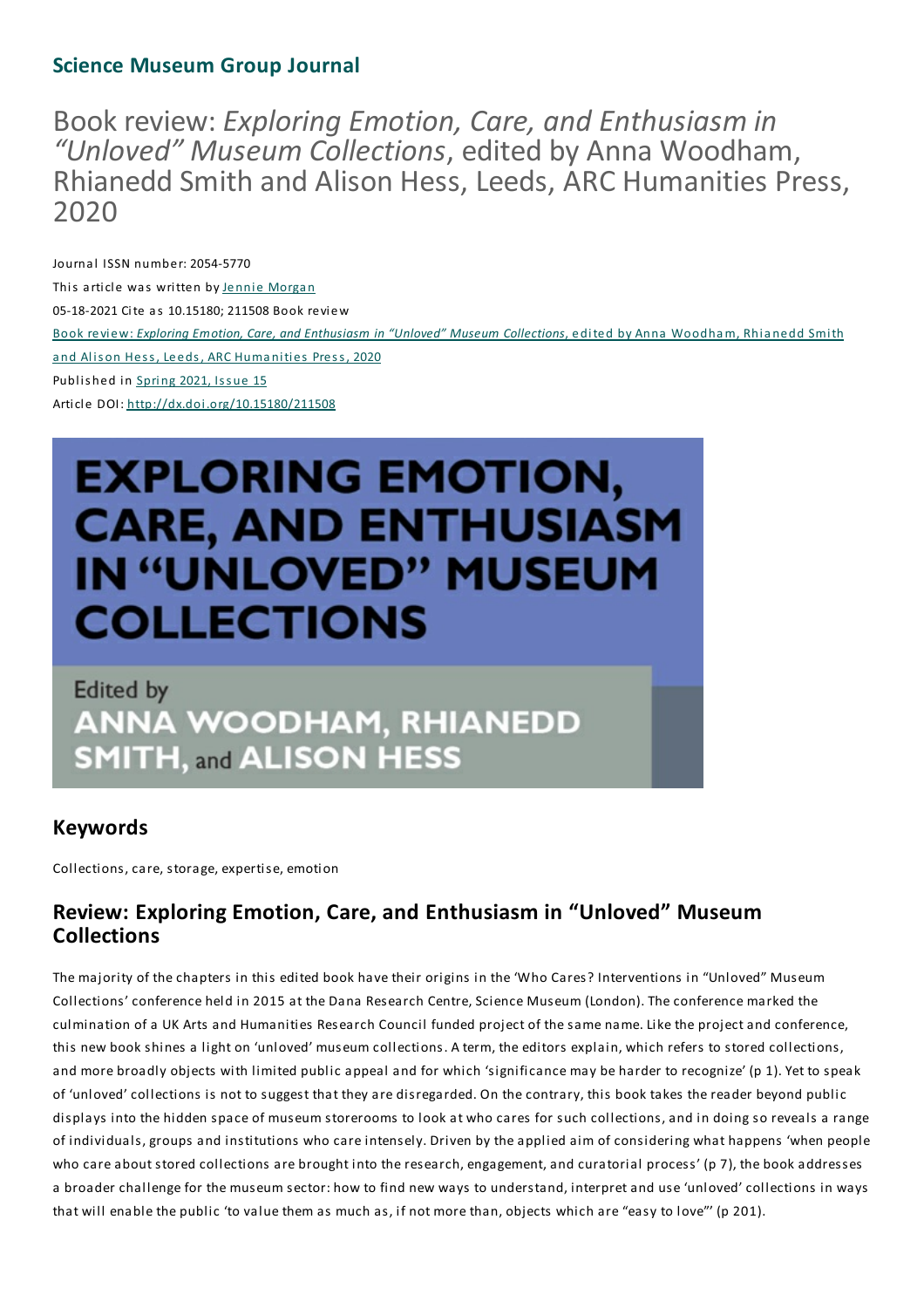**Science Museum Group Journal**

# Book review: *Exploring Emotion, Care, and Enthusiasm in "Unloved" Museum Collections*, edited by Anna Woodham, Rhianedd Smith and Alison Hess, Leeds, ARC Humanities Press, 2020

Journal ISSN number: 2054-5770

This article was written by Jennie Morgan

05-18-2021 Cite as 10.15180; 211508 Book review

Book review: *Exploring Emotion, Care, and Enthusiasm in "Unloved" Museum Collections*, edited by Anna Woodham, Rhianedd Smith and Alison Hess, Leeds, ARC Humanities Press, 2020

Published in Spring 2021, Issue 15

Article DOI: http://dx.doi.org/10.15180/211508

EXPLORING EMOTION, CARE, AND ENTHUSIASM IN "UNLOVED" MUSEUM COLLECTIONS

Edited by ANNA WOODHAM, RHIANEDD SMITH, and ALISON HESS

## Keywords

Collections, care, storage, expertise, emotion

## Review: Exploring Emotion, Care, and Enthusiasm in "Unloved" Museum Collections

The majority of the chapters in this edited book have their origins in the 'Who Cares? Interventions in "Unloved" Museum Collections' conference held in 2015 at the Dana Research Centre, Science Museum (London). The conference marked the culmination of a UK Arts and Humanities Research Council funded project of the same name. Like the project and conference, this new book shines a light on 'unloved' museum collections. A term, the editors explain, which refers to stored collections, and more broadly objects with limited public appeal and for which 'significance may be harder to recognize' (p 1). Yet to speak of 'unloved' collections is not to suggest that they are disregarded. On the contrary, this book takes the reader beyond public displays into the hidden space of museum storerooms to look at who cares for such collections, and in doing so reveals a range of individuals, groups and institutions who care intensely. Driven by the applied aim of considering what happens 'when people who care about stored collections are brought into the research, engagement, and curatorial process' (p 7), the book addresses a broader challenge for the museum sector: how to find new ways to understand, interpret and use 'unloved' collections in ways that will enable the public 'to value them as much as, if not more than, objects which are "easy to love"' (p 201).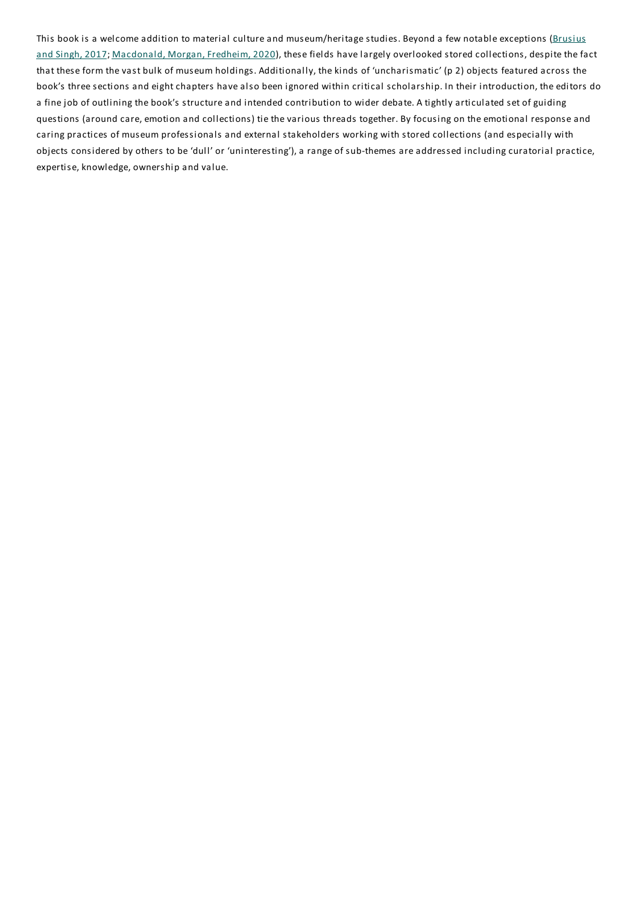This book is a welcome addition to material culture and museum/heritage studies. Beyond a few notable exceptions (Brusius and Singh, 2017; Macdonald, Morgan, Fredheim, 2020), these fields have largely overlooked stored collections, despite the fact that these form the vast bulk of museum holdings. Additionally, the kinds of 'uncharismatic' (p 2) objects featured across the book's three sections and eight chapters have also been ignored within critical scholarship. In their introduction, the editors do a fine job of outlining the book's structure and intended contribution to wider debate. A tightly articulated set of guiding questions (around care, emotion and collections) tie the various threads together. By focusing on the emotional response and caring practices of museum professionals and external stakeholders working with stored collections (and especially with objects considered by others to be 'dull' or 'uninteresting'), a range of sub-themes are addressed including curatorial practice, expertise, knowledge, ownership and value.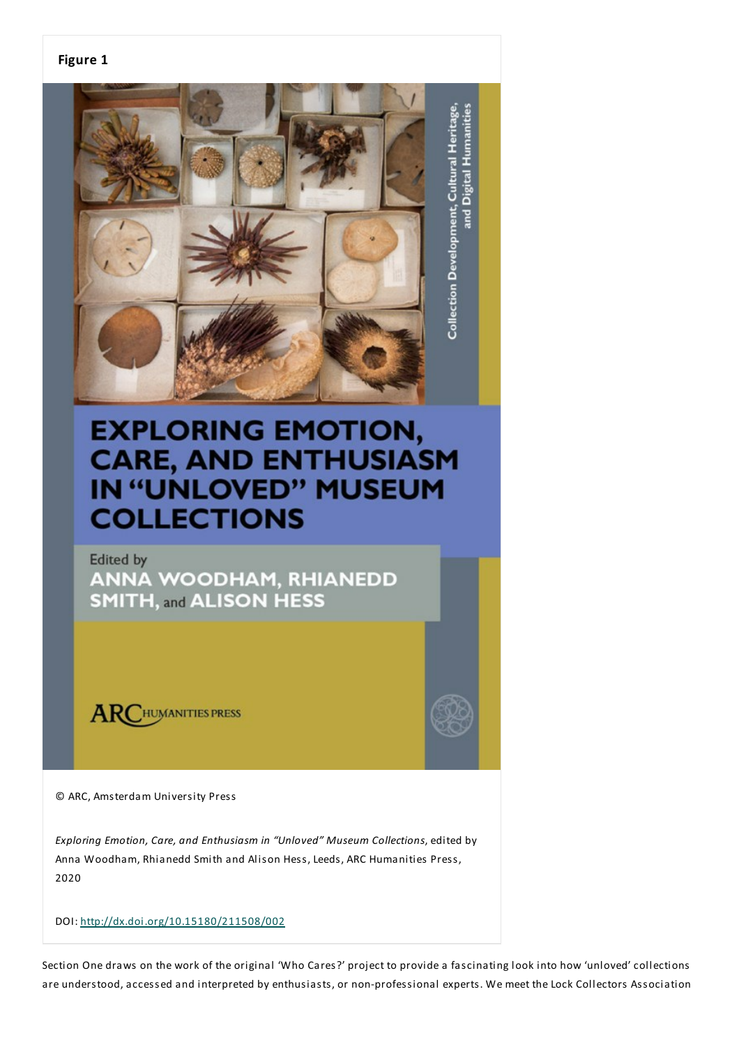**Figure 1**

© ARC, Amsterdam University Press

*Exploring Emotion, Care, and Enthusiasm in "Unloved" Museum Collections*, edited by Anna Woodham, Rhianedd Smith and Alison Hess, Leeds, ARC Humanities Press, 2020

DOI: http://dx.doi.org/10.15180/211508/002

Section One draws on the work of the original 'Who Cares?' project to provide a fascinating look into how 'unloved' collections are understood, accessed and interpreted by enthusiasts, or non-professional experts. We meet the Lock Collectors Association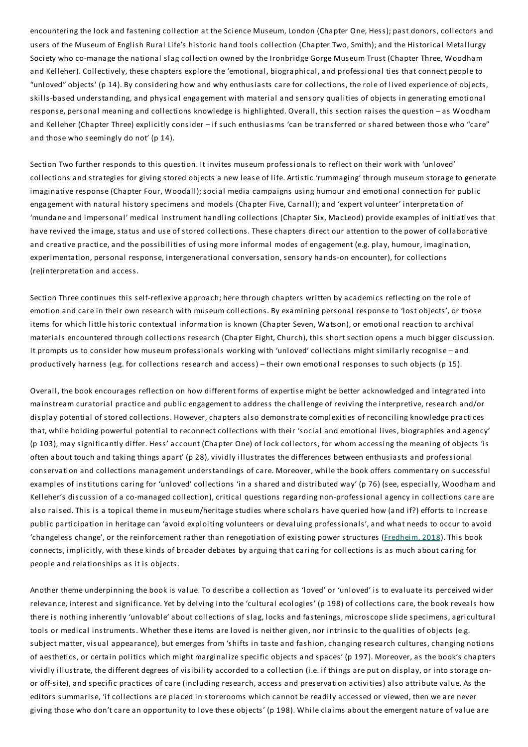encountering the lock and fastening collection at the Science Museum, London (Chapter One, Hess); past donors, collectors and users of the Museum of English Rural Life's historic hand tools collection (Chapter Two, Smith); and the Historical Metallurgy Society who co-manage the national slag collection owned by the Ironbridge Gorge Museum Trust (Chapter Three, Woodham and Kelleher). Collectively, these chapters explore the 'emotional, biographical, and professional ties that connect people to "unloved" objects' (p 14). By considering how and why enthusiasts care for collections, the role of lived experience of objects, skills-based understanding, and physical engagement with material and sensory qualities of objects in generating emotional response, personal meaning and collections knowledge is highlighted. Overall, this section raises the question – as Woodham and Kelleher (Chapter Three) explicitly consider – if such enthusiasms 'can be transferred or shared between those who "care" and those who seemingly do not' (p 14).

Section Two further responds to this question. It invites museum professionals to reflect on their work with 'unloved' collections and strategies for giving stored objects a new lease of life. Artistic 'rummaging' through museum storage to generate imaginative response (Chapter Four, Woodall); social media campaigns using humour and emotional connection for public engagement with natural history specimens and models (Chapter Five, Carnall); and 'expert volunteer' interpretation of 'mundane and impersonal' medical instrument handling collections (Chapter Six, MacLeod) provide examples of initiatives that have revived the image, status and use of stored collections. These chapters direct our attention to the power of collaborative and creative practice, and the possibilities of using more informal modes of engagement (e.g. play, humour, imagination, experimentation, personal response, intergenerational conversation, sensory hands-on encounter), for collections (re)interpretation and access.

Section Three continues this self-reflexive approach; here through chapters written by academics reflecting on the role of emotion and care in their own research with museum collections. By examining personal response to 'lost objects', or those items for which little historic contextual information is known (Chapter Seven, Watson), or emotional reaction to archival materials encountered through collections research (Chapter Eight, Church), this short section opens a much bigger discussion. It prompts us to consider how museum professionals working with 'unloved' collections might similarly recognise – and productively harness (e.g. for collections research and access) – their own emotional responses to such objects (p 15).

Overall, the book encourages reflection on how different forms of expertise might be better acknowledged and integrated into mainstream curatorial practice and public engagement to address the challenge of reviving the interpretive, research and/or display potential of stored collections. However, chapters also demonstrate complexities of reconciling knowledge practices that, while holding powerful potential to reconnect collections with their 'social and emotional lives, biographies and agency' (p 103), may significantly differ. Hess' account (Chapter One) of lock collectors, for whom accessing the meaning of objects 'is often about touch and taking things apart' (p 28), vividly illustrates the differences between enthusiasts and professional conservation and collections management understandings of care. Moreover, while the book offers commentary on successful examples of institutions caring for 'unloved' collections 'in a shared and distributed way' (p 76) (see, especially, Woodham and Kelleher's discussion of a co-managed collection), critical questions regarding non-professional agency in collections care are also raised. This is a topical theme in museum/heritage studies where scholars have queried how (and if?) efforts to increase public participation in heritage can 'avoid exploiting volunteers or devaluing professionals', and what needs to occur to avoid 'changeless change', or the reinforcement rather than renegotiation of existing power structures (Fredheim, 2018). This book connects, implicitly, with these kinds of broader debates by arguing that caring for collections is as much about caring for people and relationships as it is objects.

Another theme underpinning the book is value. To describe a collection as 'loved' or 'unloved' is to evaluate its perceived wider relevance, interest and significance. Yet by delving into the 'cultural ecologies' (p 198) of collections care, the book reveals how there is nothing inherently 'unlovable' about collections of slag, locks and fastenings, microscope slide specimens, agricultural tools or medical instruments. Whether these items are loved is neither given, nor intrinsic to the qualities of objects (e.g. subject matter, visual appearance), but emerges from 'shifts in taste and fashion, changing research cultures, changing notions of aesthetics, or certain politics which might marginalize specific objects and spaces' (p 197). Moreover, as the book's chapters vividly illustrate, the different degrees of visibility accorded to a collection (i.e. if things are put on display, or into storage on- or off-site), and specific practices of care (including research, access and preservation activities) also attribute value. As the editors summarise, 'if collections are placed in storerooms which cannot be readily accessed or viewed, then we are never giving those who don't care an opportunity to love these objects' (p 198). While claims about the emergent nature of value are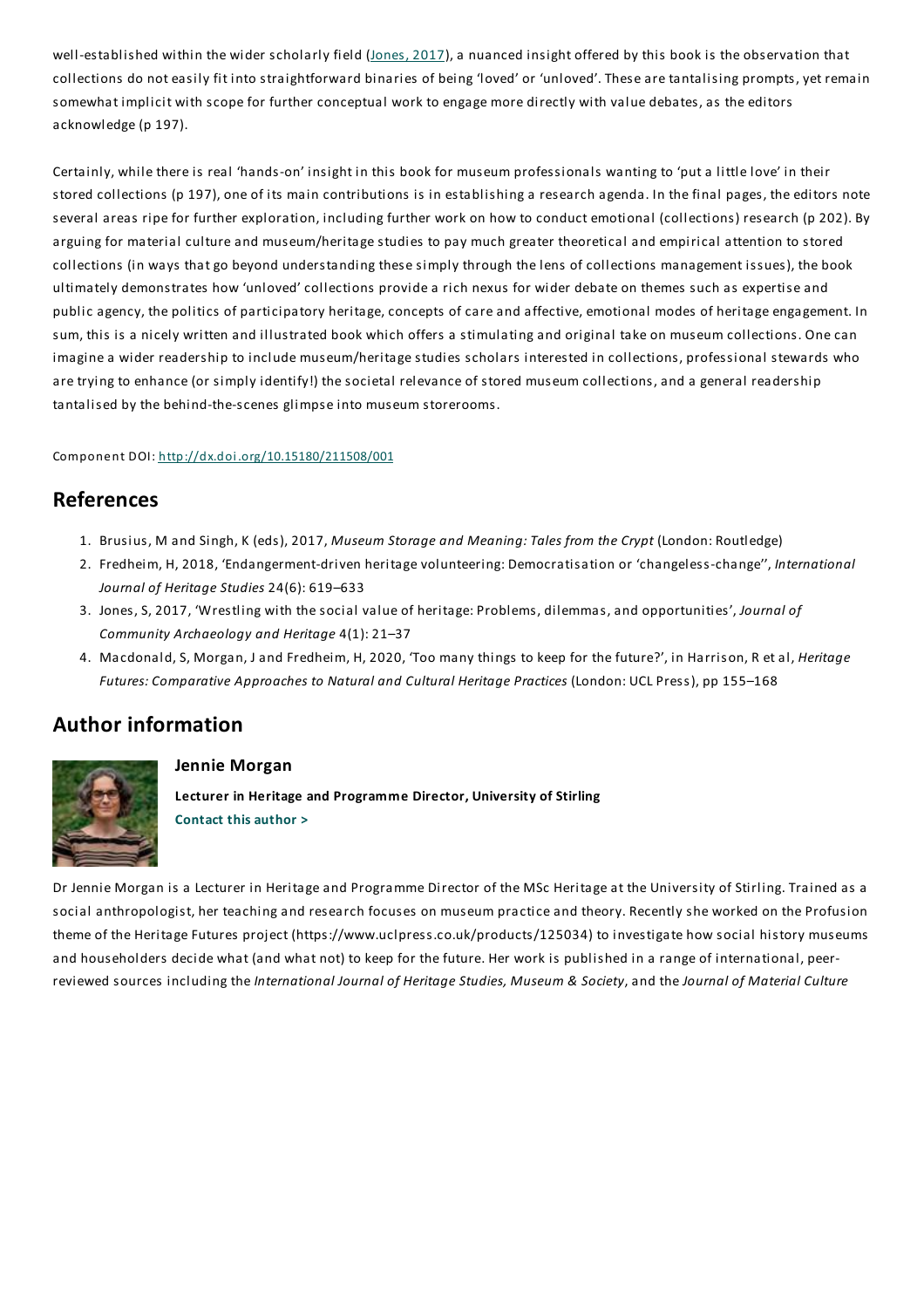well-established within the wider scholarly field ([Jones, 2017](#)), a nuanced insight offered by this book is the observation that collections do not easily fit into straightforward binaries of being 'loved' or 'unloved'. These are tantalising prompts, yet remain somewhat implicit with scope for further conceptual work to engage more directly with value debates, as the editors acknowledge (p 197).

Certainly, while there is real 'hands-on' insight in this book for museum professionals wanting to 'put a little love' in their stored collections (p 197), one of its main contributions is in establishing a research agenda. In the final pages, the editors note several areas ripe for further exploration, including further work on how to conduct emotional (collections) research (p 202). By arguing for material culture and museum/heritage studies to pay much greater theoretical and empirical attention to stored collections (in ways that go beyond understanding these simply through the lens of collections management issues), the book ultimately demonstrates how 'unloved' collections provide a rich nexus for wider debate on themes such as expertise and public agency, the politics of participatory heritage, concepts of care and affective, emotional modes of heritage engagement. In sum, this is a nicely written and illustrated book which offers a stimulating and original take on museum collections. One can imagine a wider readership to include museum/heritage studies scholars interested in collections, professional stewards who are trying to enhance (or simply identify!) the societal relevance of stored museum collections, and a general readership tantalised by the behind-the-scenes glimpse into museum storerooms.

Component DOI: [http://dx.doi.org/10.15180/211508/001](http://dx.doi.org/10.15180/211508/001)

## References

1. Brusius, M and Singh, K (eds), 2017, *Museum Storage and Meaning: Tales from the Crypt* (London: Routledge)
2. Fredheim, H, 2018, 'Endangerment-driven heritage volunteering: Democratisation or 'changeless-change'', *International Journal of Heritage Studies* 24(6): 619–633
3. Jones, S, 2017, 'Wrestling with the social value of heritage: Problems, dilemmas, and opportunities', *Journal of Community Archaeology and Heritage* 4(1): 21–37
4. Macdonald, S, Morgan, J and Fredheim, H, 2020, 'Too many things to keep for the future?', in Harrison, R et al, *Heritage Futures: Comparative Approaches to Natural and Cultural Heritage Practices* (London: UCL Press), pp 155–168

## Author information

**Jennie Morgan**

**Lecturer in Heritage and Programme Director, University of Stirling**

**Contact this author >**

Dr Jennie Morgan is a Lecturer in Heritage and Programme Director of the MSc Heritage at the University of Stirling. Trained as a social anthropologist, her teaching and research focuses on museum practice and theory. Recently she worked on the Profusion theme of the Heritage Futures project (https://www.uclpress.co.uk/products/125034) to investigate how social history museums and householders decide what (and what not) to keep for the future. Her work is published in a range of international, peer-reviewed sources including the *International Journal of Heritage Studies, Museum & Society*, and the *Journal of Material Culture*